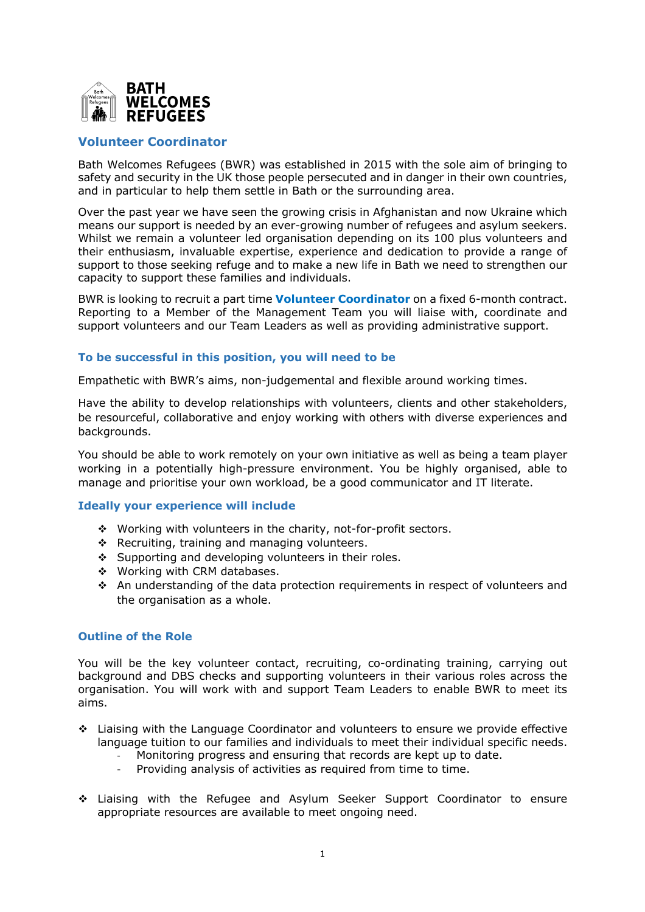**BATH WELCOMES REFUGEES**

## Volunteer Coordinator

Bath Welcomes Refugees (BWR) was established in 2015 with the sole aim of bringing to safety and security in the UK those people persecuted and in danger in their own countries, and in particular to help them settle in Bath or the surrounding area.

Over the past year we have seen the growing crisis in Afghanistan and now Ukraine which means our support is needed by an ever-growing number of refugees and asylum seekers. Whilst we remain a volunteer led organisation depending on its 100 plus volunteers and their enthusiasm, invaluable expertise, experience and dedication to provide a range of support to those seeking refuge and to make a new life in Bath we need to strengthen our capacity to support these families and individuals.

BWR is looking to recruit a part time **Volunteer Coordinator** on a fixed 6-month contract. Reporting to a Member of the Management Team you will liaise with, coordinate and support volunteers and our Team Leaders as well as providing administrative support.

### To be successful in this position, you will need to be

Empathetic with BWR's aims, non-judgemental and flexible around working times.

Have the ability to develop relationships with volunteers, clients and other stakeholders, be resourceful, collaborative and enjoy working with others with diverse experiences and backgrounds.

You should be able to work remotely on your own initiative as well as being a team player working in a potentially high-pressure environment. You be highly organised, able to manage and prioritise your own workload, be a good communicator and IT literate.

### Ideally your experience will include

- Working with volunteers in the charity, not-for-profit sectors.
- Recruiting, training and managing volunteers.
- Supporting and developing volunteers in their roles.
- Working with CRM databases.
- An understanding of the data protection requirements in respect of volunteers and the organisation as a whole.

### Outline of the Role

You will be the key volunteer contact, recruiting, co-ordinating training, carrying out background and DBS checks and supporting volunteers in their various roles across the organisation. You will work with and support Team Leaders to enable BWR to meet its aims.

- Liaising with the Language Coordinator and volunteers to ensure we provide effective language tuition to our families and individuals to meet their individual specific needs.
  - Monitoring progress and ensuring that records are kept up to date.
  - Providing analysis of activities as required from time to time.

- Liaising with the Refugee and Asylum Seeker Support Coordinator to ensure appropriate resources are available to meet ongoing need.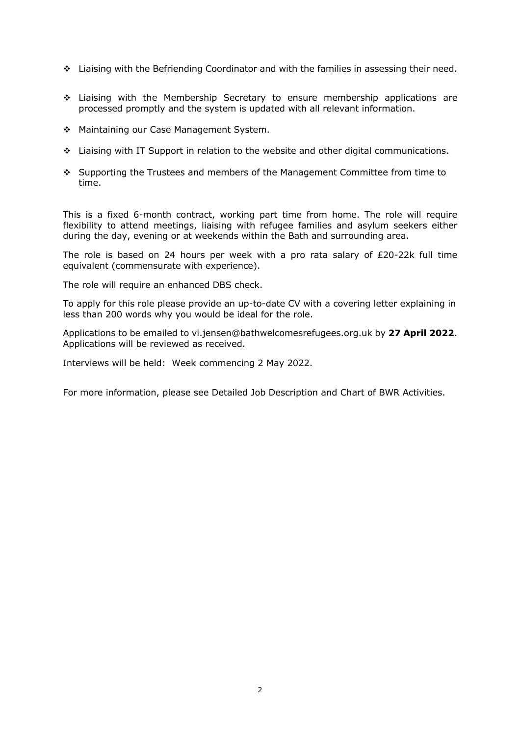- Liaising with the Befriending Coordinator and with the families in assessing their need.
- Liaising with the Membership Secretary to ensure membership applications are processed promptly and the system is updated with all relevant information.
- Maintaining our Case Management System.
- Liaising with IT Support in relation to the website and other digital communications.
- Supporting the Trustees and members of the Management Committee from time to time.

This is a fixed 6-month contract, working part time from home. The role will require flexibility to attend meetings, liaising with refugee families and asylum seekers either during the day, evening or at weekends within the Bath and surrounding area.

The role is based on 24 hours per week with a pro rata salary of £20-22k full time equivalent (commensurate with experience).

The role will require an enhanced DBS check.

To apply for this role please provide an up-to-date CV with a covering letter explaining in less than 200 words why you would be ideal for the role.

Applications to be emailed to vi.jensen@bathwelcomesrefugees.org.uk by **27 April 2022**. Applications will be reviewed as received.

Interviews will be held: Week commencing 2 May 2022.

For more information, please see Detailed Job Description and Chart of BWR Activities.